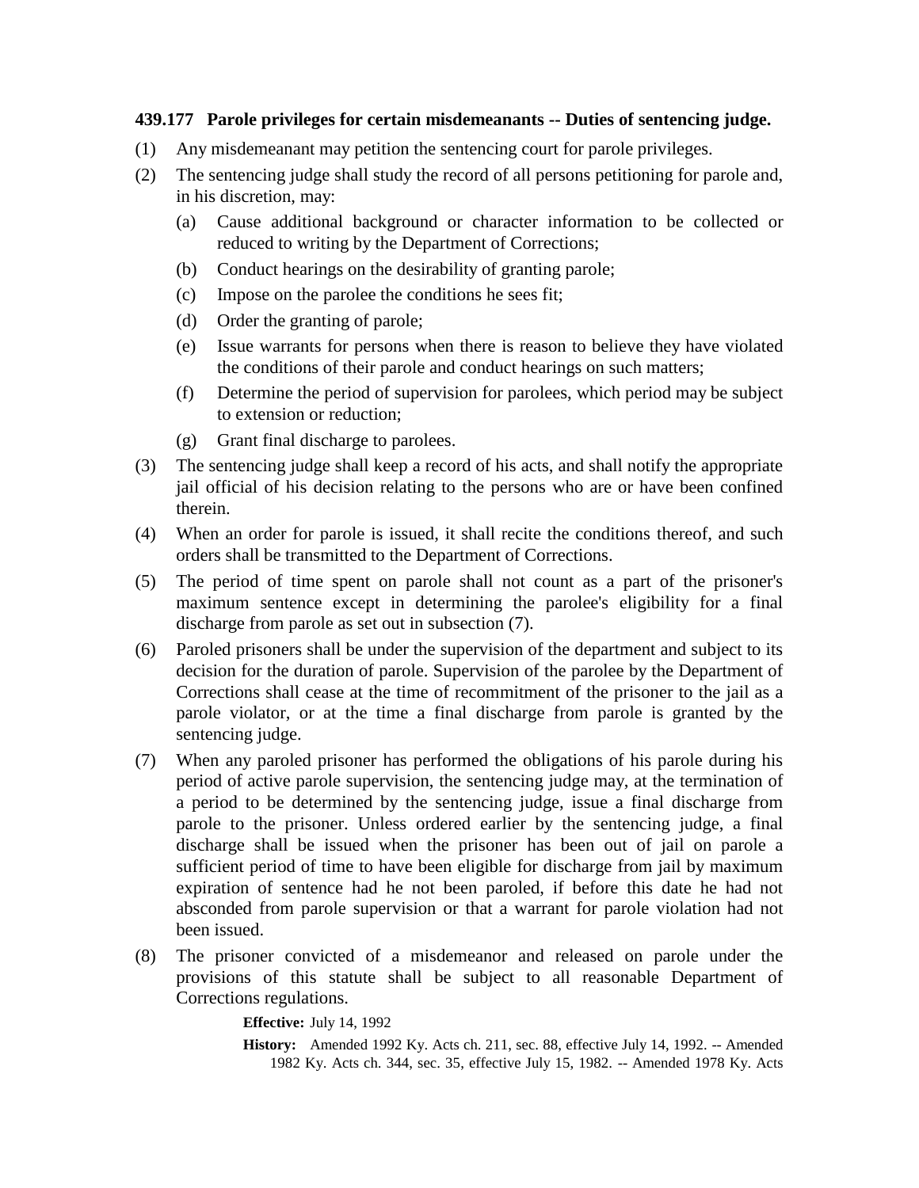**439.177 Parole privileges for certain misdemeanants -- Duties of sentencing judge.**

(1) Any misdemeanant may petition the sentencing court for parole privileges.

(2) The sentencing judge shall study the record of all persons petitioning for parole and, in his discretion, may:

   (a) Cause additional background or character information to be collected or reduced to writing by the Department of Corrections;

   (b) Conduct hearings on the desirability of granting parole;

   (c) Impose on the parolee the conditions he sees fit;

   (d) Order the granting of parole;

   (e) Issue warrants for persons when there is reason to believe they have violated the conditions of their parole and conduct hearings on such matters;

   (f) Determine the period of supervision for parolees, which period may be subject to extension or reduction;

   (g) Grant final discharge to parolees.

(3) The sentencing judge shall keep a record of his acts, and shall notify the appropriate jail official of his decision relating to the persons who are or have been confined therein.

(4) When an order for parole is issued, it shall recite the conditions thereof, and such orders shall be transmitted to the Department of Corrections.

(5) The period of time spent on parole shall not count as a part of the prisoner's maximum sentence except in determining the parolee's eligibility for a final discharge from parole as set out in subsection (7).

(6) Paroled prisoners shall be under the supervision of the department and subject to its decision for the duration of parole. Supervision of the parolee by the Department of Corrections shall cease at the time of recommitment of the prisoner to the jail as a parole violator, or at the time a final discharge from parole is granted by the sentencing judge.

(7) When any paroled prisoner has performed the obligations of his parole during his period of active parole supervision, the sentencing judge may, at the termination of a period to be determined by the sentencing judge, issue a final discharge from parole to the prisoner. Unless ordered earlier by the sentencing judge, a final discharge shall be issued when the prisoner has been out of jail on parole a sufficient period of time to have been eligible for discharge from jail by maximum expiration of sentence had he not been paroled, if before this date he had not absconded from parole supervision or that a warrant for parole violation had not been issued.

(8) The prisoner convicted of a misdemeanor and released on parole under the provisions of this statute shall be subject to all reasonable Department of Corrections regulations.

**Effective:** July 14, 1992

**History:** Amended 1992 Ky. Acts ch. 211, sec. 88, effective July 14, 1992. -- Amended 1982 Ky. Acts ch. 344, sec. 35, effective July 15, 1982. -- Amended 1978 Ky. Acts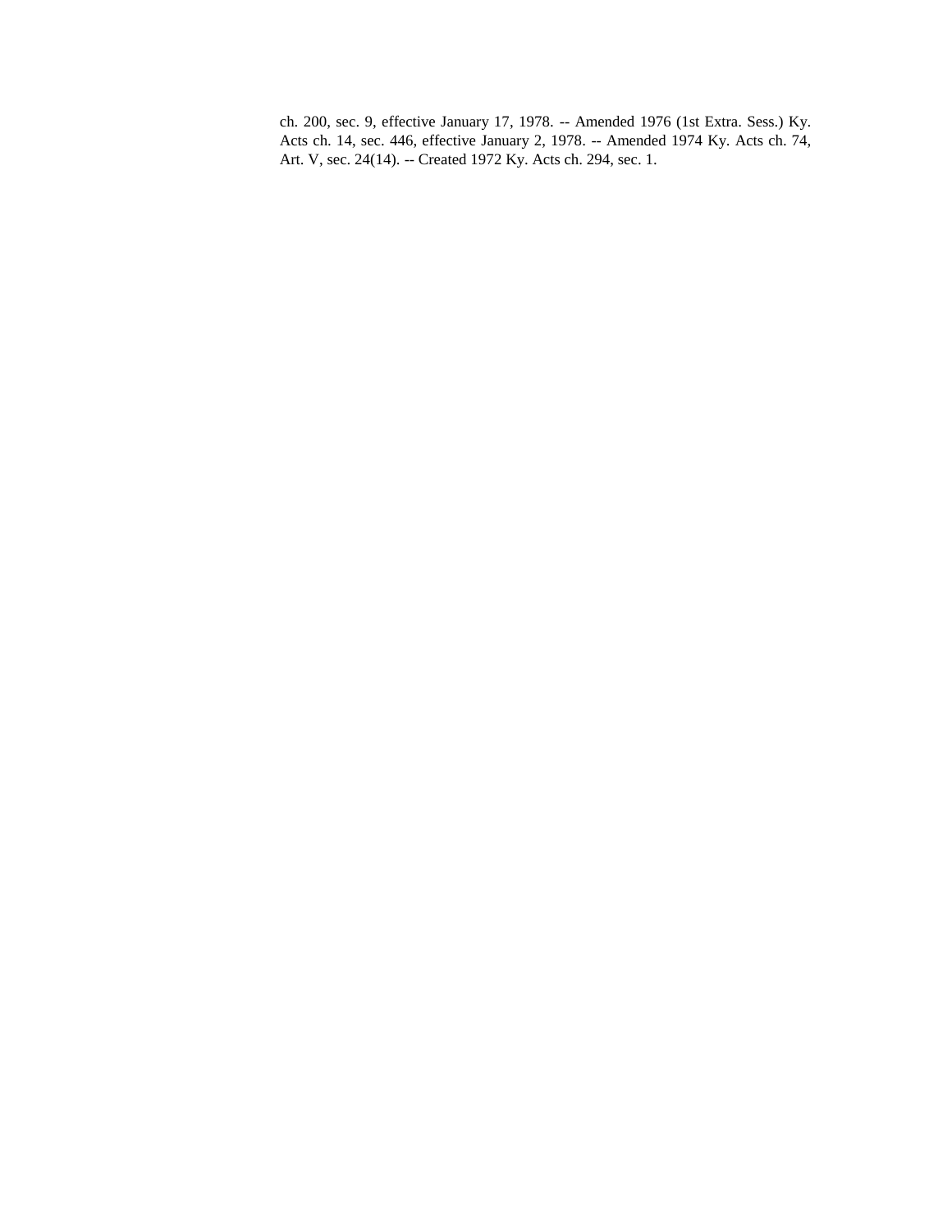ch. 200, sec. 9, effective January 17, 1978. -- Amended 1976 (1st Extra. Sess.) Ky. Acts ch. 14, sec. 446, effective January 2, 1978. -- Amended 1974 Ky. Acts ch. 74, Art. V, sec. 24(14). -- Created 1972 Ky. Acts ch. 294, sec. 1.